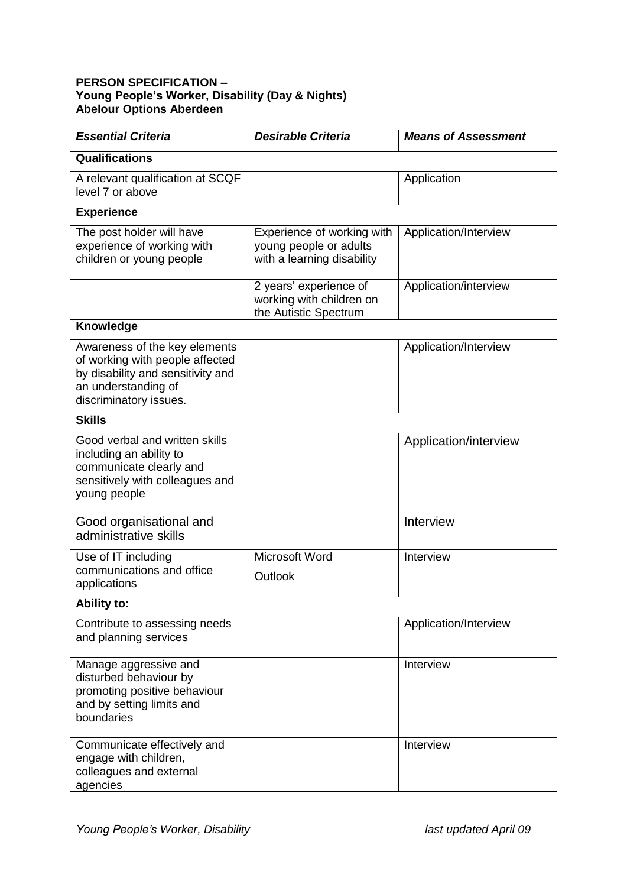**PERSON SPECIFICATION –**
**Young People's Worker, Disability (Day & Nights)**
**Abelour Options Aberdeen**

| *Essential Criteria* | *Desirable Criteria* | *Means of Assessment* |
|---|---|---|
| **Qualifications** | | |
| A relevant qualification at SCQF level 7 or above | | Application |
| **Experience** | | |
| The post holder will have experience of working with children or young people | Experience of working with young people or adults with a learning disability | Application/Interview |
| | 2 years' experience of working with children on the Autistic Spectrum | Application/interview |
| **Knowledge** | | |
| Awareness of the key elements of working with people affected by disability and sensitivity and an understanding of discriminatory issues. | | Application/Interview |
| **Skills** | | |
| Good verbal and written skills including an ability to communicate clearly and sensitively with colleagues and young people | | Application/interview |
| Good organisational and administrative skills | | Interview |
| Use of IT including communications and office applications | Microsoft Word<br>Outlook | Interview |
| **Ability to:** | | |
| Contribute to assessing needs and planning services | | Application/Interview |
| Manage aggressive and disturbed behaviour by promoting positive behaviour and by setting limits and boundaries | | Interview |
| Communicate effectively and engage with children, colleagues and external agencies | | Interview |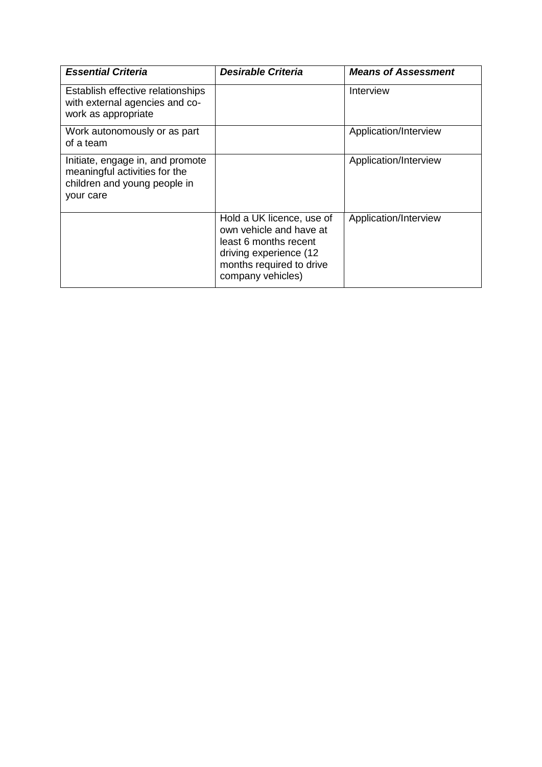| ***Essential Criteria*** | ***Desirable Criteria*** | ***Means of Assessment*** |
|---|---|---|
| Establish effective relationships with external agencies and co-work as appropriate | | Interview |
| Work autonomously or as part of a team | | Application/Interview |
| Initiate, engage in, and promote meaningful activities for the children and young people in your care | | Application/Interview |
| | Hold a UK licence, use of own vehicle and have at least 6 months recent driving experience (12 months required to drive company vehicles) | Application/Interview |